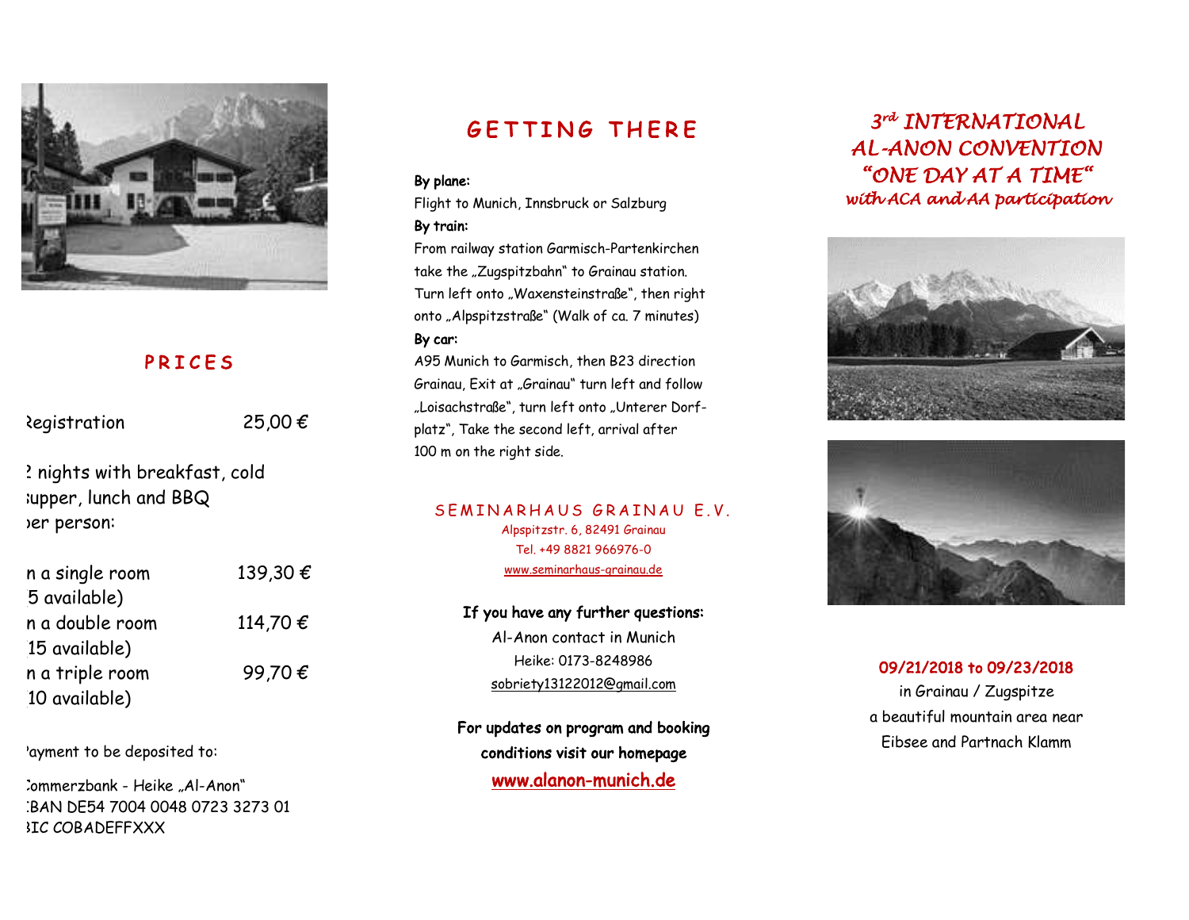## PRICES

| | |
|---|---|
| Registration | 25,00 € |

2 nights with breakfast, cold supper, lunch and BBQ per person:

| | |
|---|---|
| in a single room (5 available) | 139,30 € |
| in a double room (15 available) | 114,70 € |
| in a triple room (10 available) | 99,70 € |

Payment to be deposited to:

Commerzbank - Heike „Al-Anon"
IBAN DE54 7004 0048 0723 3273 01
BIC COBADEFFXXX

## GETTING THERE

**By plane:**
Flight to Munich, Innsbruck or Salzburg

**By train:**
From railway station Garmisch-Partenkirchen take the „Zugspitzbahn" to Grainau station. Turn left onto „Waxensteinstraße", then right onto „Alpspitzstraße" (Walk of ca. 7 minutes)

**By car:**
A95 Munich to Garmisch, then B23 direction Grainau, Exit at „Grainau" turn left and follow „Loisachstraße", turn left onto „Unterer Dorfplatz", Take the second left, arrival after 100 m on the right side.

### SEMINARHAUS GRAINAU E.V.

Alpspitzstr. 6, 82491 Grainau
Tel. +49 8821 966976-0
www.seminarhaus-grainau.de

**If you have any further questions:**
Al-Anon contact in Munich
Heike: 0173-8248986
sobriety13122012@gmail.com

**For updates on program and booking conditions visit our homepage**
**www.alanon-munich.de**

# *3rd INTERNATIONAL AL-ANON CONVENTION "ONE DAY AT A TIME"*

*with ACA and AA participation*

**09/21/2018 to 09/23/2018**
in Grainau / Zugspitze
a beautiful mountain area near
Eibsee and Partnach Klamm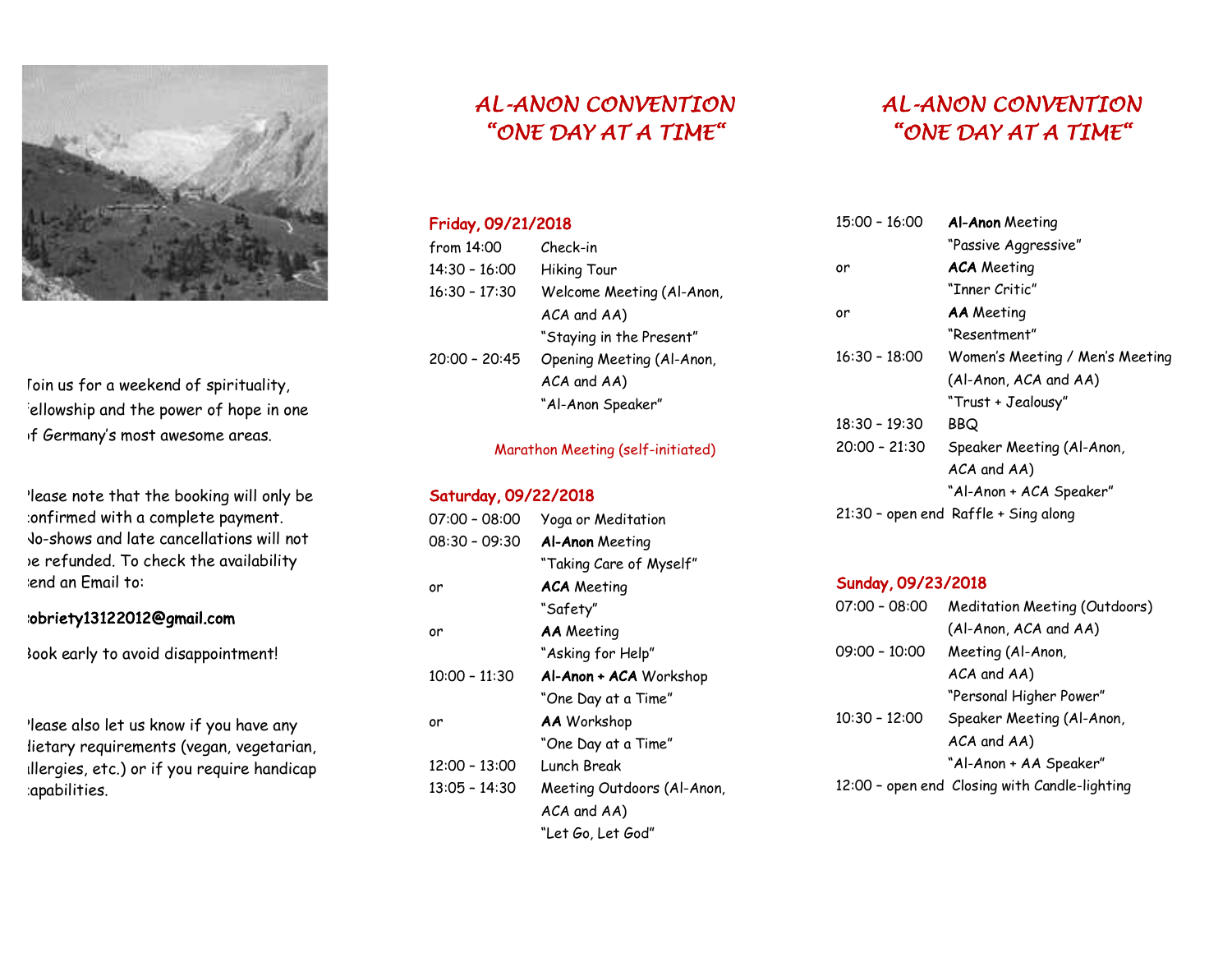Join us for a weekend of spirituality, fellowship and the power of hope in one of Germany's most awesome areas.

Please note that the booking will only be confirmed with a complete payment. No-shows and late cancellations will not be refunded. To check the availability send an Email to:

**sobriety13122012@gmail.com**

Book early to avoid disappointment!

Please also let us know if you have any dietary requirements (vegan, vegetarian, allergies, etc.) or if you require handicap capabilities.

# *AL-ANON CONVENTION "ONE DAY AT A TIME"*

## Friday, 09/21/2018

| | |
|---|---|
| from 14:00 | Check-in |
| 14:30 – 16:00 | Hiking Tour |
| 16:30 – 17:30 | Welcome Meeting (Al-Anon, ACA and AA) "Staying in the Present" |
| 20:00 – 20:45 | Opening Meeting (Al-Anon, ACA and AA) "Al-Anon Speaker" |

Marathon Meeting (self-initiated)

## Saturday, 09/22/2018

| | |
|---|---|
| 07:00 – 08:00 | Yoga or Meditation |
| 08:30 – 09:30 | **Al-Anon** Meeting "Taking Care of Myself" |
| or | **ACA** Meeting "Safety" |
| or | **AA** Meeting "Asking for Help" |
| 10:00 – 11:30 | **Al-Anon + ACA** Workshop "One Day at a Time" |
| or | **AA** Workshop "One Day at a Time" |
| 12:00 – 13:00 | Lunch Break |
| 13:05 – 14:30 | Meeting Outdoors (Al-Anon, ACA and AA) "Let Go, Let God" |
| 15:00 – 16:00 | **Al-Anon** Meeting "Passive Aggressive" |
| or | **ACA** Meeting "Inner Critic" |
| or | **AA** Meeting "Resentment" |
| 16:30 – 18:00 | Women's Meeting / Men's Meeting (Al-Anon, ACA and AA) "Trust + Jealousy" |
| 18:30 – 19:30 | BBQ |
| 20:00 – 21:30 | Speaker Meeting (Al-Anon, ACA and AA) "Al-Anon + ACA Speaker" |
| 21:30 – open end | Raffle + Sing along |

## Sunday, 09/23/2018

| | |
|---|---|
| 07:00 – 08:00 | Meditation Meeting (Outdoors) (Al-Anon, ACA and AA) |
| 09:00 – 10:00 | Meeting (Al-Anon, ACA and AA) "Personal Higher Power" |
| 10:30 – 12:00 | Speaker Meeting (Al-Anon, ACA and AA) "Al-Anon + AA Speaker" |
| 12:00 – open end | Closing with Candle-lighting |